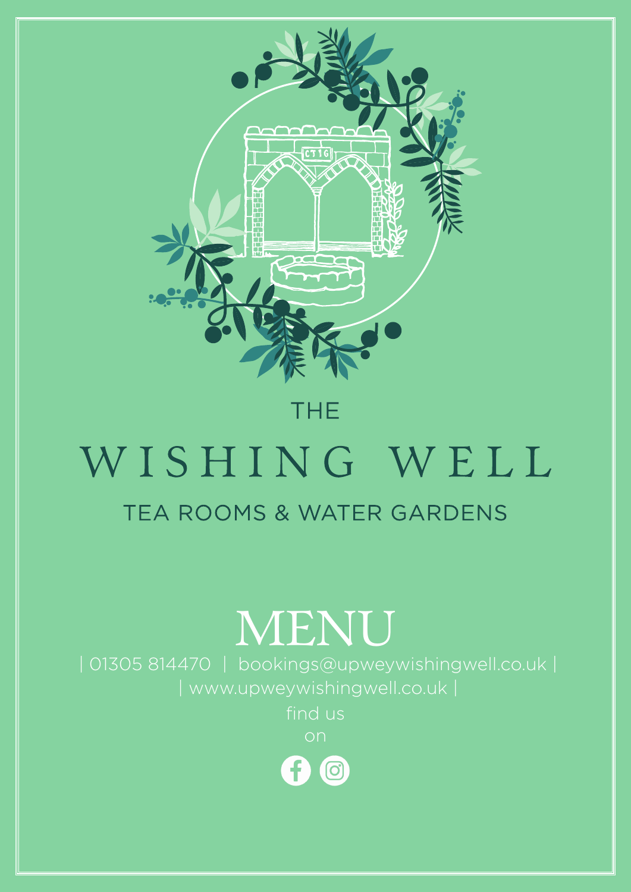THE

# WISHING WELL

TEA ROOMS & WATER GARDENS

# MENU

| 01305 814470 | bookings@upweywishingwell.co.uk |

| www.upweywishingwell.co.uk |

find us on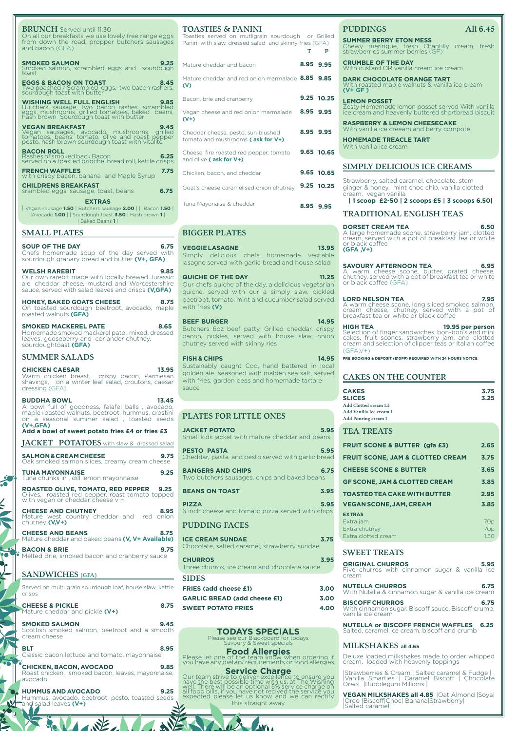## BRUNCH Served until 11:30

On all our breakfasts we use lovely free range eggs from down the road, proper butchers sausages and bacon (GFA)

**SMOKED SALMON** 9.25
Smoked salmon, scrambled eggs and sourdough toast

**EGGS & BACON ON TOAST** 8.45
Two poached / Scrambled eggs, two bacon rashers, sourdough toast with butter

**WISHING WELL FULL ENGLISH** 9.85
Butchers sausage, two bacon rashes, scrambled eggs, mushrooms, grilled tomatoes, baked beans, hash brown Sourdough toast with butter

**VEGAN BREAKFAST** 9.45
Vegan sausages, avocado, mushrooms, grilled tomatoes, beans, tomato, olive and roast pepper pesto, hash brown sourdough toast with vitalite

**BACON ROLL** 6.25
Rashes of smoked back Bacon served on a toasted brioche bread roll, kettle crisps

**FRENCH WAFFLES** 7.75
with crispy bacon, banana and Maple Syrup

**CHILDRENS BREAKFAST** 6.75
srambled eggs, sausage, toast, beans

**EXTRAS**
| Vegan sausage **1.50** | Butchers sausage **2.00** | | Bacon **1.50** | |Avocado **1.00** | | Sourdough toast **3.50** | Hash brown **1** | | Baked Beans **1** |

## SMALL PLATES

**SOUP OF THE DAY** 6.75
Chefs homemade soup of the day served with sourdough granary bread and butter **(V+, GFA)**

**WELSH RAREBIT** 9.85
Our own rarebit made with locally brewed Jurassic ale, cheddar cheese, mustard and Worcestershire sauce, served with salad leaves and crisps **(V,GFA)**

**HONEY, BAKED GOATS CHEESE** 8.75
On toasted sourdough beetroot, avocado, maple roasted walnuts **(GFA)**

**SMOKED MACKEREL PATE** 8.65
Homemade smoked mackeral pate , mixed, dressed leaves, gooseberry and coriander chutney, sourdoughtoast **(GFA)**

## SUMMER SALADS

**CHICKEN CAESAR** 13.95
Warm chicken breast, crispy bacon, Parmesan shavings, on a winter leaf salad, croutons, caesar dressing (GFA)

**BUDDHA BOWL** 13.45
A bowl full of goodness, falafel balls , avocado, maple roasted walnuts, beetroot, hummus, crostini on a seasonal summer salad , toasted seeds **(V+,GFA)**
**Add a bowl of sweet potato fries £4 or fries £3**

## JACKET POTATOES with slaw & dressed salad

**SALMON & CREAM CHEESE** 9.75
Oak smoked salmon slices, creamy cream cheese

**TUNA MAYONNAISE** 9.25
Tuna chunks in , dill lemon mayonnaise

**ROASTED OLIVE, TOMATO, RED PEPPER** 9.25
Olives, roasted red pepper, roast tomato topped with vegan or cheddar cheese v +

**CHEESE AND CHUTNEY** 8.95
Mature west country cheddar and red onion chutney **(V,V+)**

**CHEESE AND BEANS** 8.75
Mature cheddar and baked beans **(V, V+ Available)**

**BACON & BRIE** 9.75
Melted Brie, smoked bacon and cranberry sauce

## SANDWICHES (GFA)

Served on multi grain sourdough loaf, house slaw, kettle crisps

**CHEESE & PICKLE** 8.75
Mature cheddar and pickle **(V+)**

**SMOKED SALMON** 9.45
Scottish smoked salmon, beetroot and a smooth cream cheese

**BLT** 8.95
Classic bacon lettuce and tomato, mayonnaise

**CHICKEN, BACON, AVOCADO** 9.85
Roast chicken, smoked bacon, leaves, mayonnaise, avocado

**HUMMUS AND AVOCADO** 9.25
Hummus, avocado, beetroot, pesto, toasted seeds and salad leaves **(V+)**

## TOASTIES & PANINI

Toasties served on mutligrain sourdough or Grilled Panini with slaw, dressed salad and skinny fries (GFA)

| | T | P |
|---|---|---|
| Mature cheddar and bacon | 8.95 | 9.95 |
| Mature cheddar and red onion marmalade **(V)** | 8.85 | 9.85 |
| Bacon, brie and cranberry | 9.25 | 10.25 |
| Vegan cheese and red onion marmalade **(V+)** | 8.95 | 9.95 |
| Cheddar cheese, pesto, sun blushed tomato and mushrooms **( ask for V+)** | 8.95 | 9.95 |
| Cheese, fire roasted red pepper, tomato and olive **( ask for V+)** | 9.65 | 10.65 |
| Chicken, bacon, and cheddar | 9.65 | 10.65 |
| Goat's cheese caramelised onion chutney | 9.25 | 10.25 |
| Tuna Mayonaise & cheddar | 8.95 | 9.95 |

## BIGGER PLATES

**VEGGIE LASAGNE** 13.95
Simply delicious chefs homemade vegtable lasagne served with garlic bread and house salad

**QUICHE OF THE DAY** 11.25
Our chefs quiche of the day, a delicious vegetarian quiche, served with our a simply slaw, pickled beetroot, tomato, mint and cucumber salad served with fries **(V)**

**BEEF BURGER** 14.95
Butchers 6oz beef patty, Grilled cheddar, crispy bacon, pickles, served with house slaw, onion chutney served with skinny ries

**FISH & CHIPS** 14.95
Sustainably caught Cod, hand battered in local golden ale seasoned with malden sea salt, served with fries, garden peas and homemade tartare sauce

## PLATES FOR LITTLE ONES

**JACKET POTATO** 5.95
Small kids jacket with mature cheddar and beans

**PESTO PASTA** 5.95
Cheddar, pasta and pesto served with garlic bread

**BANGERS AND CHIPS** 6.75
Two butchers sausages, chips and baked beans

**BEANS ON TOAST** 3.95

**PIZZA** 5.95
6 inch cheese and tomato pizza served with chips

## PUDDING FACES

**ICE CREAM SUNDAE** 3.75
Chocolate, salted caramel, strawberry sundae

**CHURROS** 3.95
Three churros, ice cream and chocolate sauce

## SIDES

**FRIES (add cheese £1)** 3.00
**GARLIC BREAD (add cheese £1)** 3.00
**SWEET POTATO FRIES** 4.00

## TODAYS SPECIALS

Please see our Blackboard for todays Savoury & Sweet specials

## Food Allergies

Please let one of the team know when ordering if you have any dietary requirements or food allergies

## Service Charge

Our team strive to deliver excellence to ensure you have the best possible time with us, at The Wishing well. There will be an optional 5% service charge on all food bills, if you have not recived the service you expected please let us know and we can rectify this straight away

## PUDDINGS All 6.45

**SUMMER BERRY ETON MESS**
Chewy meringue, fresh Chantilly cream, fresh strawberries summer berries (GF)

**CRUMBLE OF THE DAY**
With custard OR vanilla cream ice cream

**DARK CHOCOLATE ORANGE TART**
With roasted maple walnuts & vanilla ice cream **(V+ GF )**

**LEMON POSSET**
Zesty Homemade lemon posset served With vanilla ice cream and heavenly buttered shortbread biscuit

**RASPBERRY & LEMON CHEESECAKE**
With vanilla ice creeam and berry compote

**HOMEMADE TREACLE TART**
With vanilla ice cream

## SIMPLY DELICIOUS ICE CREAMS

Strawberry, salted caramel, chocolate, stem ginger & honey, mint choc chip, vanilla clotted cream, vegan vanilla

**| 1 scoop £2-50 | 2 scoops £5 | 3 scoops 6.50|**

## TRADITIONAL ENGLISH TEAS

**DORSET CREAM TEA** 6.50
A large homemade scone, strawberry jam, clotted cream, served with a pot of breakfast tea or white or black coffee
**(GFA ,V+)**

**SAVOURY AFTERNOON TEA** 6.95
A warm cheese scone, butter, grated cheese, chutney, served with a pot of breakfast tea or white or black coffee (GFA)

**LORD NELSON TEA** 7.95
A warm cheese scone, long sliced smoked salmon, cream cheese, chutney, served with a pot of breakfast tea or white or black coffee

**HIGH TEA** 19.95 per person
Selection of finger sandwiches, bon-bon's and mini cakes, fruit scones, strawberry jam, and clotted cream and selection of clipper teas or Italian coffee (GFA,V+)

**PRE BOOKING & DEPOSIT (£10PP) REQUIRED WITH 24 HOURS NOTICE**

## CAKES ON THE COUNTER

**CAKES** 3.75
**SLICES** 3.25
**Add Clotted cream 1.5**
**Add Vanilla Ice cream 1**
**Add Pouring cream 1**

## TEA TREATS

| | |
|---|---|
| **FRUIT SCONE & BUTTER (gfa £3)** | 2.65 |
| **FRUIT SCONE, JAM & CLOTTED CREAM** | 3.75 |
| **CHEESE SCONE & BUTTER** | 3.65 |
| **GF SCONE, JAM & CLOTTED CREAM** | 3.85 |
| **TOASTED TEA CAKE WITH BUTTER** | 2.95 |
| **VEGAN SCONE, JAM, CREAM** | 3.85 |
| **EXTRAS** | |
| Extra jam | 70p |
| Extra chutney | 70p |
| Extra clotted cream | 1.50 |

## SWEET TREATS

**ORIGINAL CHURROS** 5.95
Five churros with cinnamon sugar & vanilla ice cream

**NUTELLA CHURROS** 6.75
With Nutella & cinnamon sugar & vanilla ice cream

**BISCOFF CHURROS** 6.75
With cinnamon sugar, Biscoff sauce, Biscoff crumb, vanilla ice cream

**NUTELLA or BISCOFF FRENCH WAFFLES** 6.25
Salted, caramel ice cream, biscoff and crumb

## MILKSHAKES all 4.65

Deluxe loaded milkshakes made to order whipped cream, loaded with heavenly toppings

|Strawberries & Cream | Salted caramel & Fudge | |Vanilla Smarties | Caramel Biscoff | Chocolate Oreo| |Bubblegum Millions |

**VEGAN MILKSHAKES all 4.85** |Oat|Almond |Soya| |Oreo |Biscoff|Choc| Banana|Strawberry| |Salted caramel|